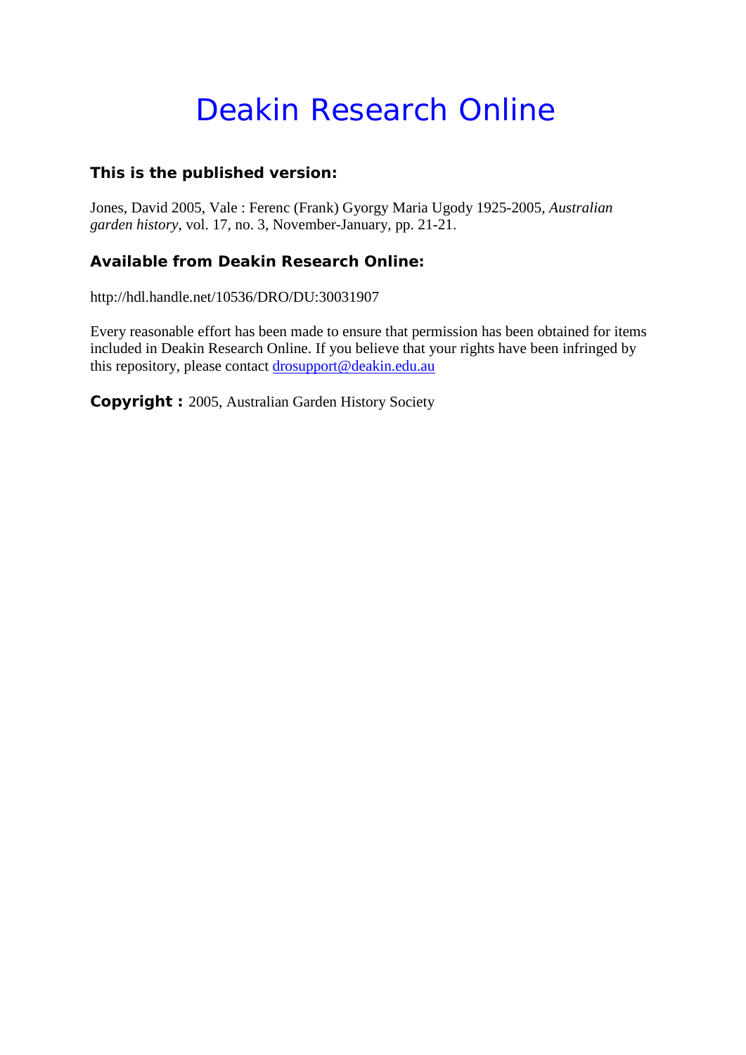# Deakin Research Online

**This is the published version:**

Jones, David 2005, Vale : Ferenc (Frank) Gyorgy Maria Ugody 1925-2005, *Australian garden history*, vol. 17, no. 3, November-January, pp. 21-21.

**Available from Deakin Research Online:**

http://hdl.handle.net/10536/DRO/DU:30031907

Every reasonable effort has been made to ensure that permission has been obtained for items included in Deakin Research Online. If you believe that your rights have been infringed by this repository, please contact drosupport@deakin.edu.au

**Copyright :** 2005, Australian Garden History Society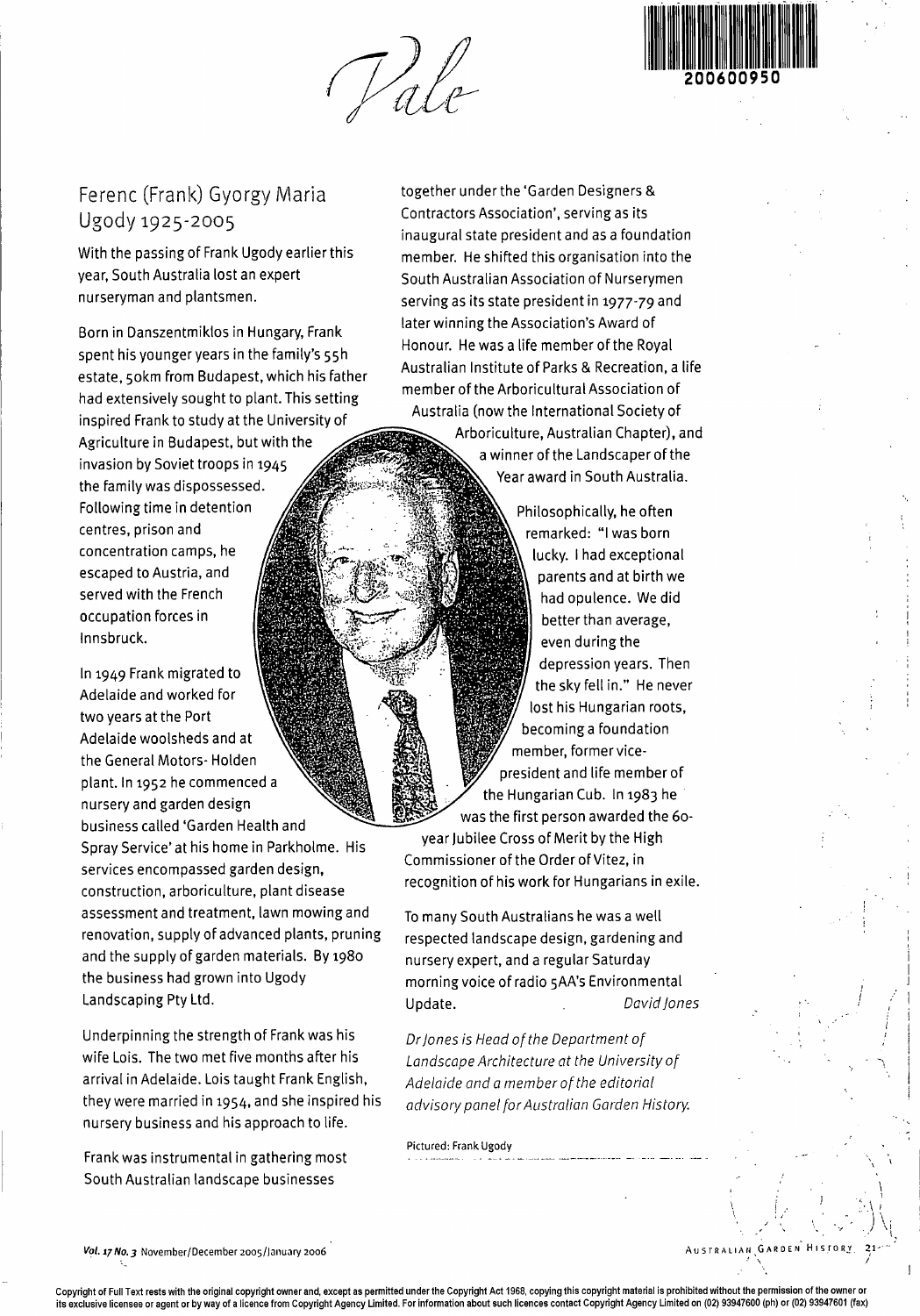# Vale

## Ferenc (Frank) Gyorgy Maria Ugody 1925-2005

With the passing of Frank Ugody earlier this year, South Australia lost an expert nurseryman and plantsmen.

Born in Danszentmiklos in Hungary, Frank spent his younger years in the family's 55h estate, 50km from Budapest, which his father had extensively sought to plant. This setting inspired Frank to study at the University of Agriculture in Budapest, but with the invasion by Soviet troops in 1945 the family was dispossessed. Following time in detention centres, prison and concentration camps, he escaped to Austria, and served with the French occupation forces in Innsbruck.

In 1949 Frank migrated to Adelaide and worked for two years at the Port Adelaide woolsheds and at the General Motors- Holden plant. In 1952 he commenced a nursery and garden design business called 'Garden Health and Spray Service' at his home in Parkholme. His services encompassed garden design, construction, arboriculture, plant disease assessment and treatment, lawn mowing and renovation, supply of advanced plants, pruning and the supply of garden materials. By 1980 the business had grown into Ugody Landscaping Pty Ltd.

Underpinning the strength of Frank was his wife Lois. The two met five months after his arrival in Adelaide. Lois taught Frank English, they were married in 1954, and she inspired his nursery business and his approach to life.

Frank was instrumental in gathering most South Australian landscape businesses together under the 'Garden Designers & Contractors Association', serving as its inaugural state president and as a foundation member. He shifted this organisation into the South Australian Association of Nurserymen serving as its state president in 1977-79 and later winning the Association's Award of Honour. He was a life member of the Royal Australian Institute of Parks & Recreation, a life member of the Arboricultural Association of Australia (now the International Society of Arboriculture, Australian Chapter), and a winner of the Landscaper of the Year award in South Australia.

Philosophically, he often remarked: "I was born lucky. I had exceptional parents and at birth we had opulence. We did better than average, even during the depression years. Then the sky fell in." He never lost his Hungarian roots, becoming a foundation member, former vice-president and life member of the Hungarian Cub. In 1983 he was the first person awarded the 60-year Jubilee Cross of Merit by the High Commissioner of the Order of Vitez, in recognition of his work for Hungarians in exile.

To many South Australians he was a well respected landscape design, gardening and nursery expert, and a regular Saturday morning voice of radio 5AA's Environmental Update.

*David Jones*

*Dr Jones is Head of the Department of Landscape Architecture at the University of Adelaide and a member of the editorial advisory panel for Australian Garden History.*

Pictured: Frank Ugody